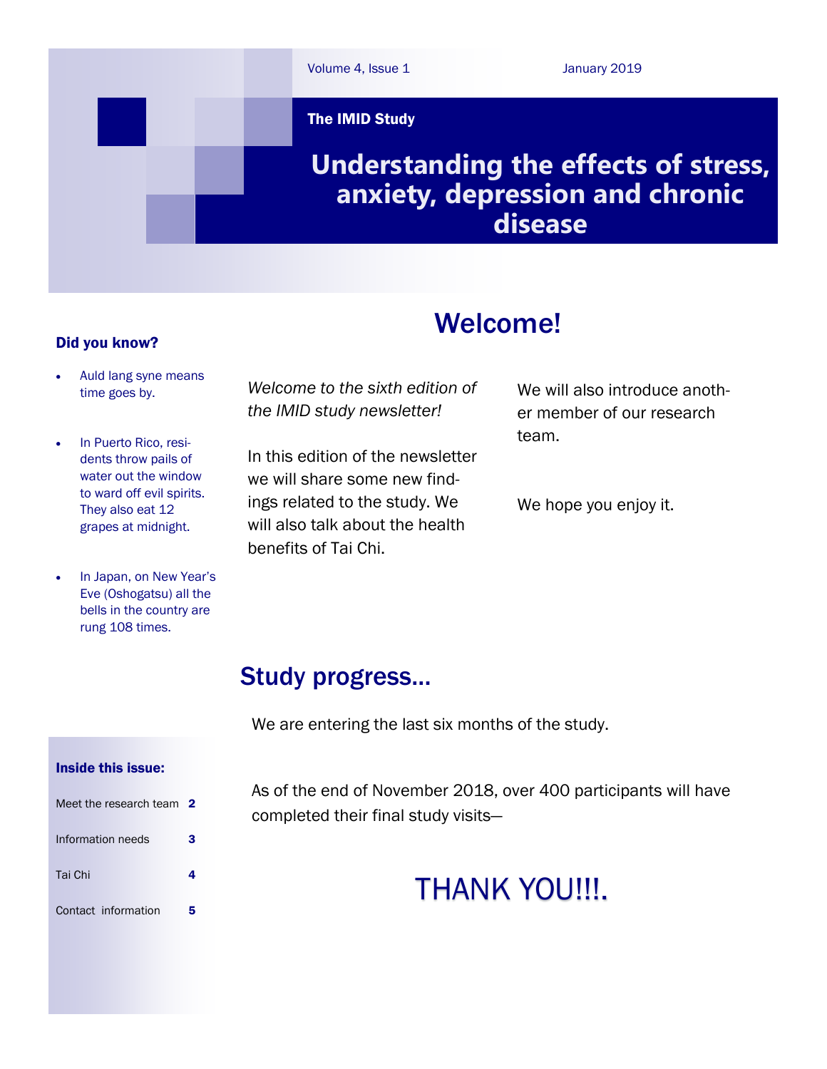The IMID Study

# Understanding the effects of stress, anxiety, depression and chronic disease

Volume 4, Issue 1 — January 2019

## Welcome!

*Welcome to the sixth edition of the IMID study newsletter!*

In this edition of the newsletter we will share some new findings related to the study. We will also talk about the health benefits of Tai Chi.

We will also introduce another member of our research team.

We hope you enjoy it.

### Did you know?

- Auld lang syne means time goes by.
- In Puerto Rico, residents throw pails of water out the window to ward off evil spirits. They also eat 12 grapes at midnight.
- In Japan, on New Year's Eve (Oshogatsu) all the bells in the country are rung 108 times.

## Study progress...

We are entering the last six months of the study.

As of the end of November 2018, over 400 participants will have completed their final study visits—

# THANK YOU!!!.

### Inside this issue:

| | |
|---|---|
| Meet the research team | 2 |
| Information needs | 3 |
| Tai Chi | 4 |
| Contact information | 5 |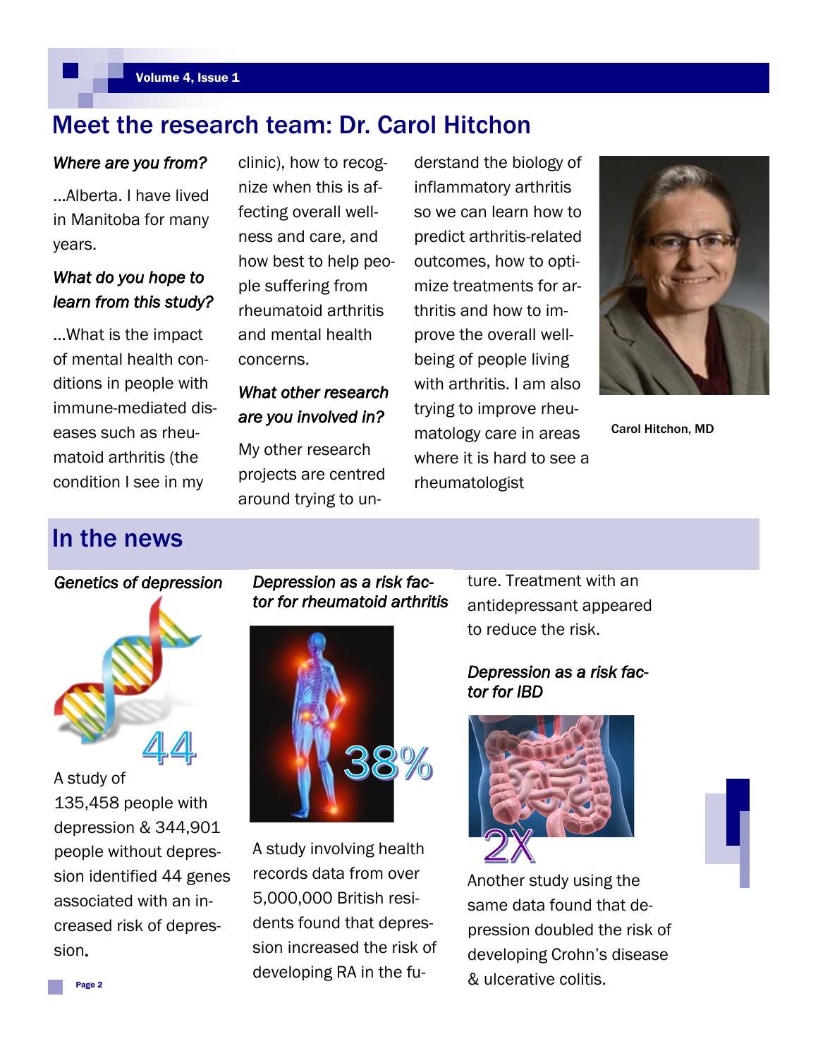## Meet the research team: Dr. Carol Hitchon

*Where are you from?*

...Alberta. I have lived in Manitoba for many years.

*What do you hope to learn from this study?*

...What is the impact of mental health conditions in people with immune-mediated diseases such as rheumatoid arthritis (the condition I see in my clinic), how to recognize when this is affecting overall wellness and care, and how best to help people suffering from rheumatoid arthritis and mental health concerns.

*What other research are you involved in?*

My other research projects are centred around trying to understand the biology of inflammatory arthritis so we can learn how to predict arthritis-related outcomes, how to optimize treatments for arthritis and how to improve the overall well-being of people living with arthritis. I am also trying to improve rheumatology care in areas where it is hard to see a rheumatologist

Carol Hitchon, MD

## In the news

*Genetics of depression*

44

A study of 135,458 people with depression & 344,901 people without depression identified 44 genes associated with an increased risk of depression.

*Depression as a risk factor for rheumatoid arthritis*

38%

A study involving health records data from over 5,000,000 British residents found that depression increased the risk of developing RA in the future. Treatment with an antidepressant appeared to reduce the risk.

*Depression as a risk factor for IBD*

2X

Another study using the same data found that depression doubled the risk of developing Crohn's disease & ulcerative colitis.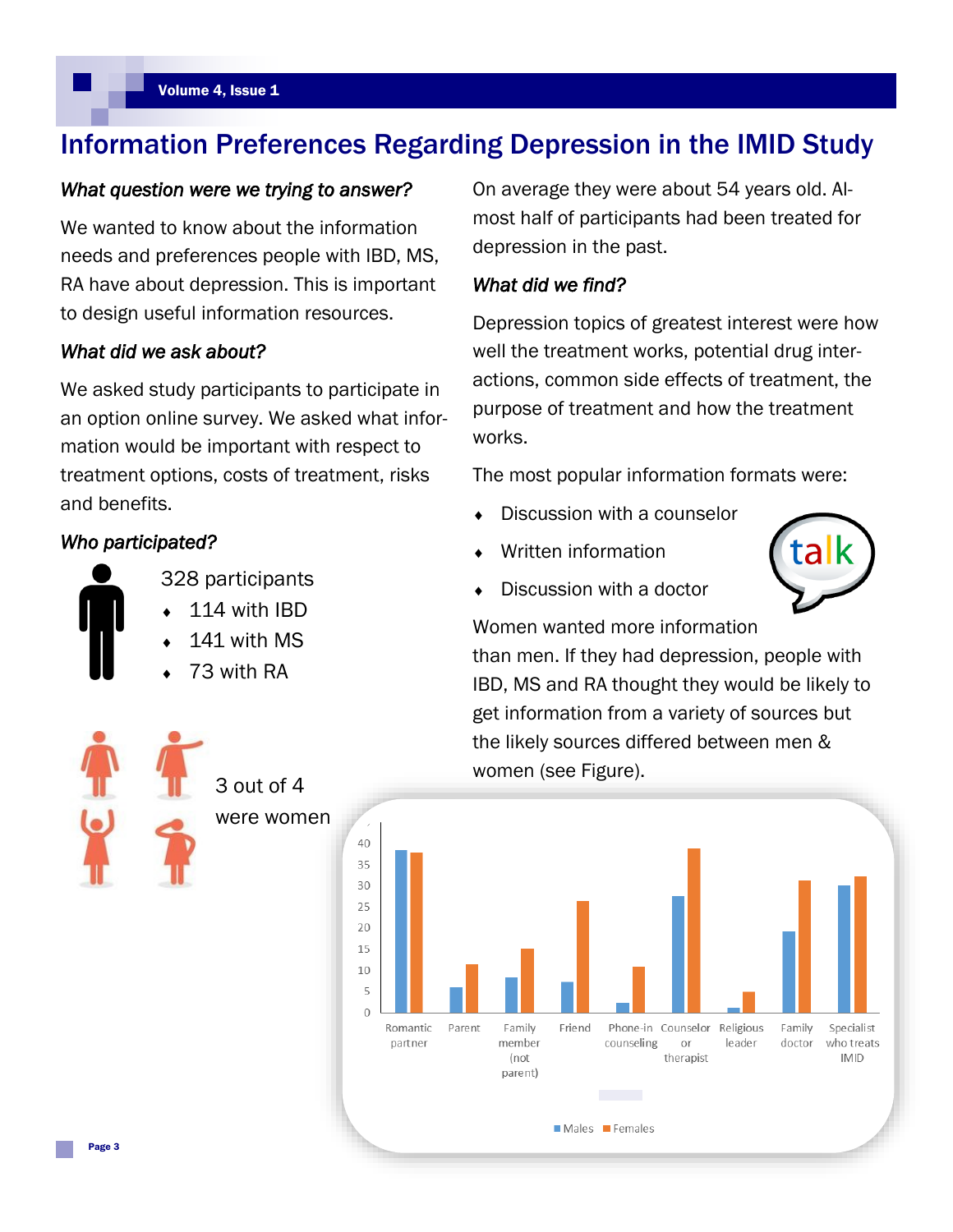# Information Preferences Regarding Depression in the IMID Study

### *What question were we trying to answer?*

We wanted to know about the information needs and preferences people with IBD, MS, RA have about depression. This is important to design useful information resources.

### *What did we ask about?*

We asked study participants to participate in an option online survey. We asked what information would be important with respect to treatment options, costs of treatment, risks and benefits.

### *Who participated?*

328 participants

- 114 with IBD
- 141 with MS
- 73 with RA

3 out of 4 were women

On average they were about 54 years old. Almost half of participants had been treated for depression in the past.

### *What did we find?*

Depression topics of greatest interest were how well the treatment works, potential drug interactions, common side effects of treatment, the purpose of treatment and how the treatment works.

The most popular information formats were:

- Discussion with a counselor
- Written information
- Discussion with a doctor

Women wanted more information than men. If they had depression, people with IBD, MS and RA thought they would be likely to get information from a variety of sources but the likely sources differed between men & women (see Figure).

| Source | Males | Females |
|---|---|---|
| Romantic partner | 38.5 | 38 |
| Parent | 6 | 11.5 |
| Family member (not parent) | 8.5 | 15 |
| Friend | 7.5 | 26.5 |
| Phone-in counseling | 2.5 | 11 |
| Counselor or therapist | 27.5 | 39 |
| Religious leader | 1 | 5 |
| Family doctor | 19.5 | 31.5 |
| Specialist who treats IMID | 30 | 32.5 |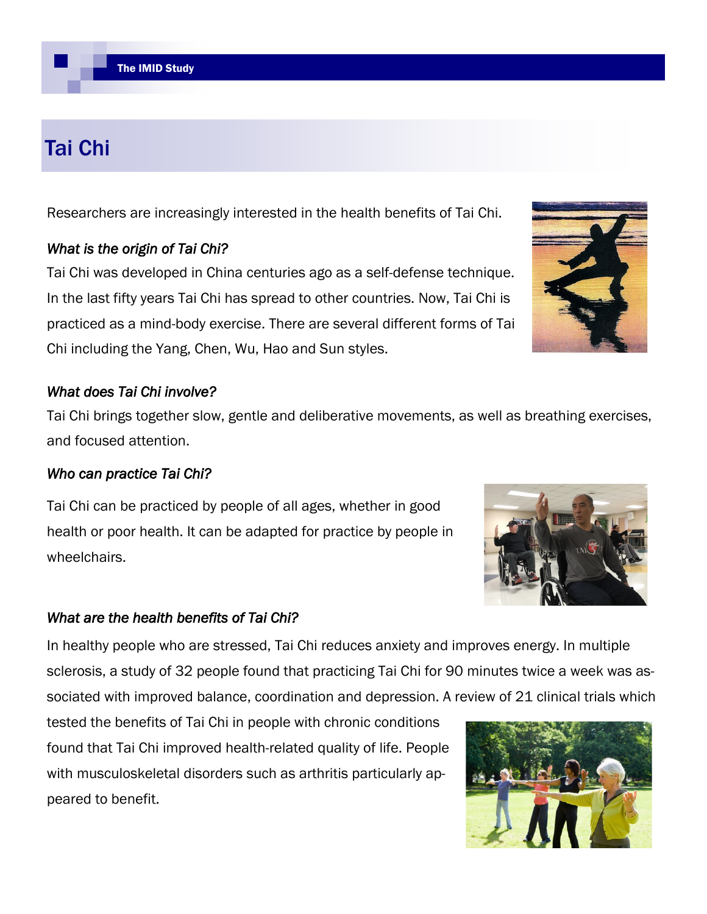# Tai Chi

Researchers are increasingly interested in the health benefits of Tai Chi.

*What is the origin of Tai Chi?*

Tai Chi was developed in China centuries ago as a self-defense technique. In the last fifty years Tai Chi has spread to other countries. Now, Tai Chi is practiced as a mind-body exercise. There are several different forms of Tai Chi including the Yang, Chen, Wu, Hao and Sun styles.

*What does Tai Chi involve?*

Tai Chi brings together slow, gentle and deliberative movements, as well as breathing exercises, and focused attention.

*Who can practice Tai Chi?*

Tai Chi can be practiced by people of all ages, whether in good health or poor health. It can be adapted for practice by people in wheelchairs.

*What are the health benefits of Tai Chi?*

In healthy people who are stressed, Tai Chi reduces anxiety and improves energy. In multiple sclerosis, a study of 32 people found that practicing Tai Chi for 90 minutes twice a week was associated with improved balance, coordination and depression. A review of 21 clinical trials which tested the benefits of Tai Chi in people with chronic conditions found that Tai Chi improved health-related quality of life. People with musculoskeletal disorders such as arthritis particularly appeared to benefit.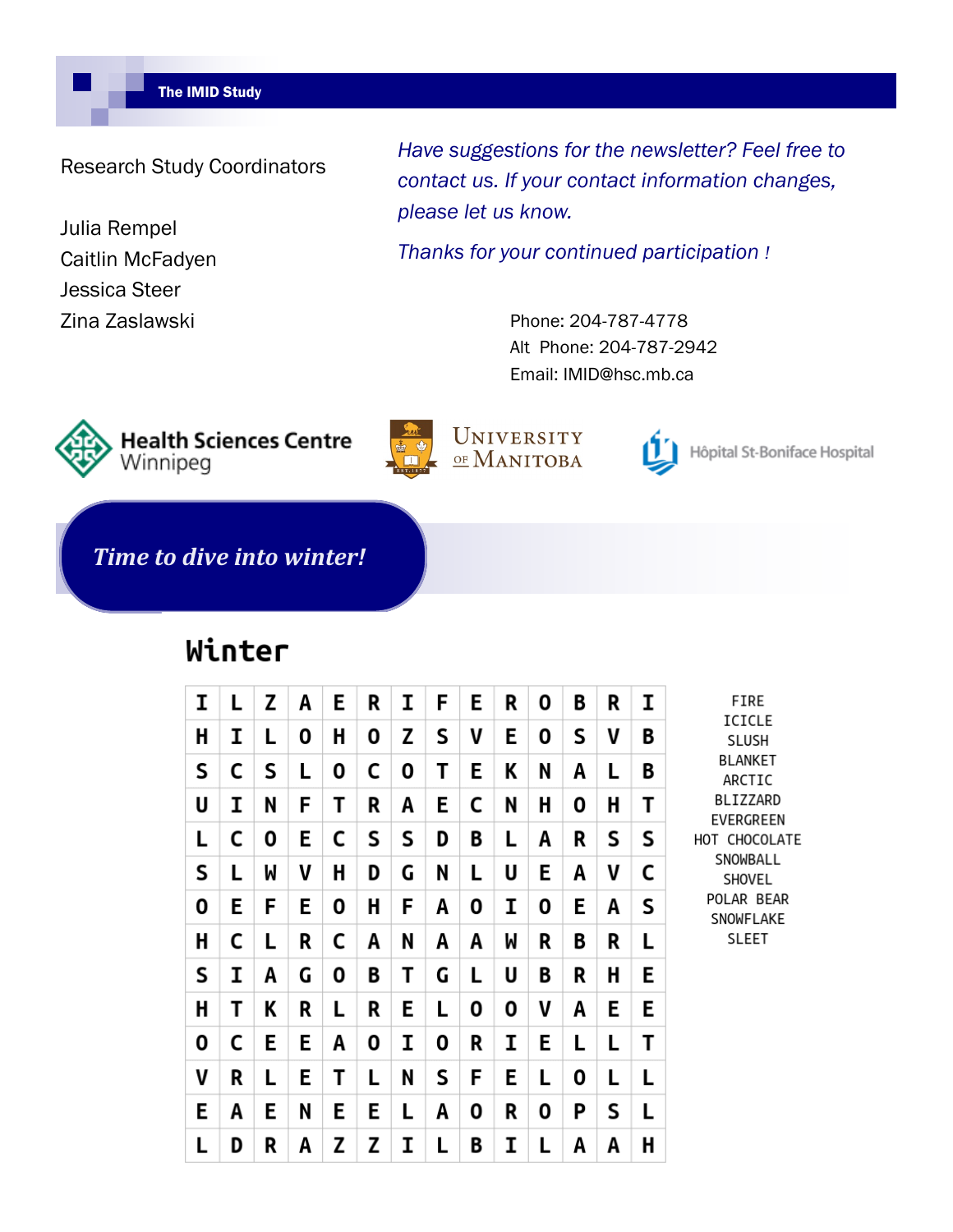The IMID Study

Research Study Coordinators

Julia Rempel
Caitlin McFadyen
Jessica Steer
Zina Zaslawski

*Have suggestions for the newsletter? Feel free to contact us. If your contact information changes, please let us know.*

*Thanks for your continued participation !*

Phone: 204-787-4778
Alt Phone: 204-787-2942
Email: IMID@hsc.mb.ca

Health Sciences Centre Winnipeg

University of Manitoba

Hôpital St-Boniface Hospital

## *Time to dive into winter!*

### Winter

| | | | | | | | | | | | | | |
|---|---|---|---|---|---|---|---|---|---|---|---|---|---|
| I | L | Z | A | E | R | I | F | E | R | O | B | R | I |
| H | I | L | O | H | O | Z | S | V | E | O | S | V | B |
| S | C | S | L | O | C | O | T | E | K | N | A | L | B |
| U | I | N | F | T | R | A | E | C | N | H | O | H | T |
| L | C | O | E | C | S | S | D | B | L | A | R | S | S |
| S | L | W | V | H | D | G | N | L | U | E | A | V | C |
| O | E | F | E | O | H | F | A | O | I | O | E | A | S |
| H | C | L | R | C | A | N | A | A | W | R | B | R | L |
| S | I | A | G | O | B | T | G | L | U | B | R | H | E |
| H | T | K | R | L | R | E | L | O | O | V | A | E | E |
| O | C | E | E | A | O | I | O | R | I | E | L | L | T |
| V | R | L | E | T | L | N | S | F | E | L | O | L | L |
| E | A | E | N | E | E | L | A | O | R | O | P | S | L |
| L | D | R | A | Z | Z | I | L | B | I | L | A | A | H |

FIRE
ICICLE
SLUSH
BLANKET
ARCTIC
BLIZZARD
EVERGREEN
HOT CHOCOLATE
SNOWBALL
SHOVEL
POLAR BEAR
SNOWFLAKE
SLEET